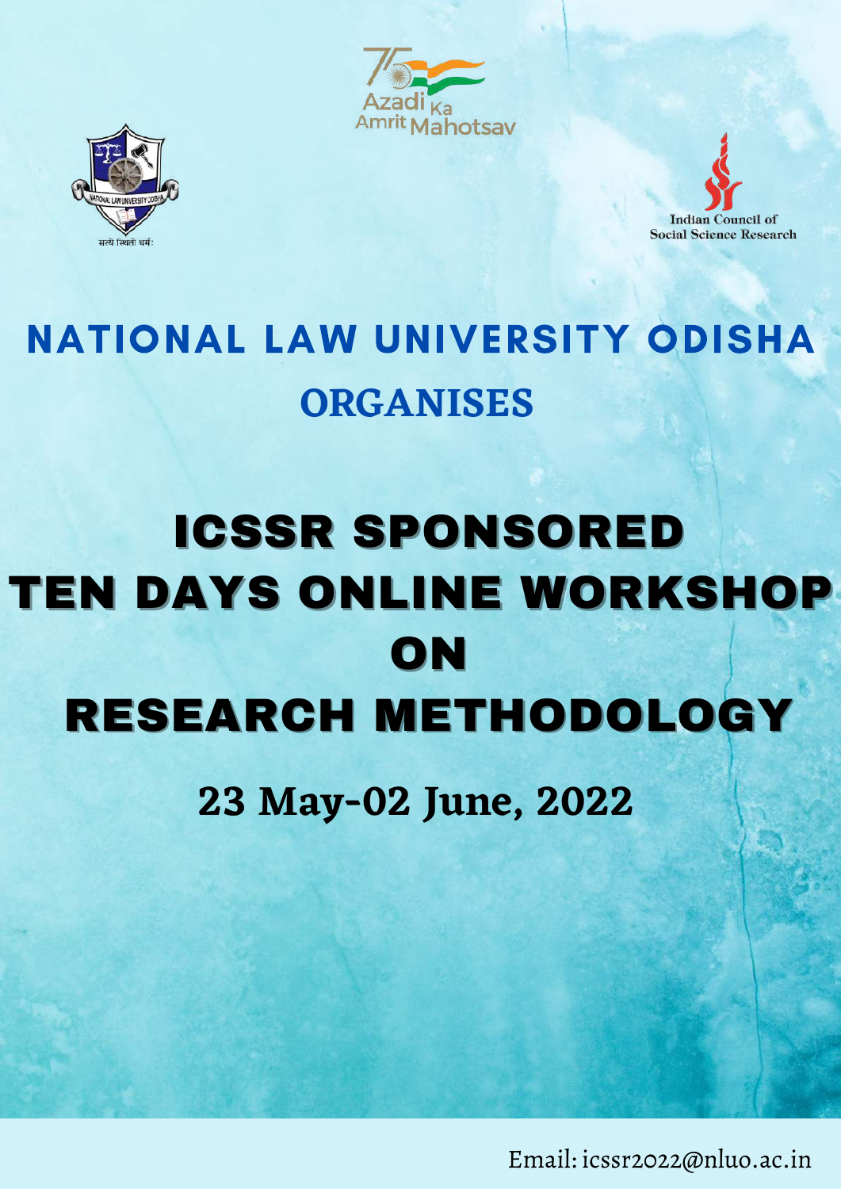Azadi Ka Amrit Mahotsav

NATIONAL LAW UNIVERSITY ODISHA

सत्ये स्थितो धर्मः

Indian Council of Social Science Research

# NATIONAL LAW UNIVERSITY ODISHA

## ORGANISES

# ICSSR SPONSORED TEN DAYS ONLINE WORKSHOP ON RESEARCH METHODOLOGY

## 23 May-02 June, 2022

Email: icssr2022@nluo.ac.in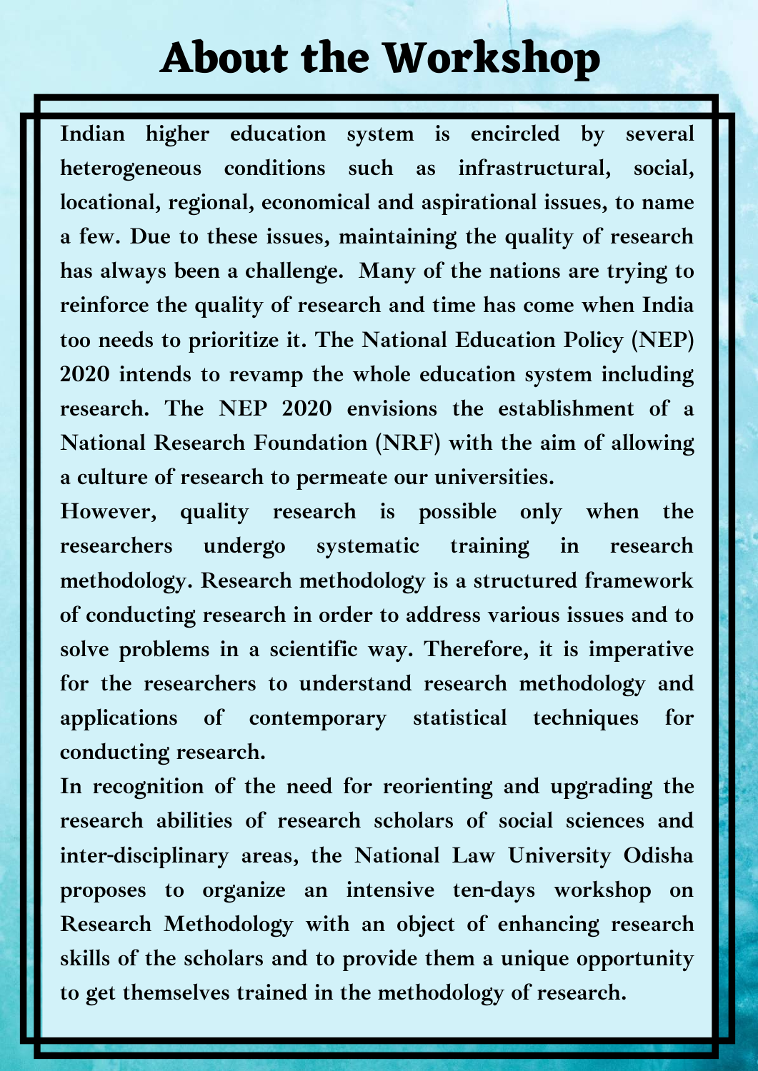# About the Workshop

Indian higher education system is encircled by several heterogeneous conditions such as infrastructural, social, locational, regional, economical and aspirational issues, to name a few. Due to these issues, maintaining the quality of research has always been a challenge. Many of the nations are trying to reinforce the quality of research and time has come when India too needs to prioritize it. The National Education Policy (NEP) 2020 intends to revamp the whole education system including research. The NEP 2020 envisions the establishment of a National Research Foundation (NRF) with the aim of allowing a culture of research to permeate our universities.

However, quality research is possible only when the researchers undergo systematic training in research methodology. Research methodology is a structured framework of conducting research in order to address various issues and to solve problems in a scientific way. Therefore, it is imperative for the researchers to understand research methodology and applications of contemporary statistical techniques for conducting research.

In recognition of the need for reorienting and upgrading the research abilities of research scholars of social sciences and inter-disciplinary areas, the National Law University Odisha proposes to organize an intensive ten-days workshop on Research Methodology with an object of enhancing research skills of the scholars and to provide them a unique opportunity to get themselves trained in the methodology of research.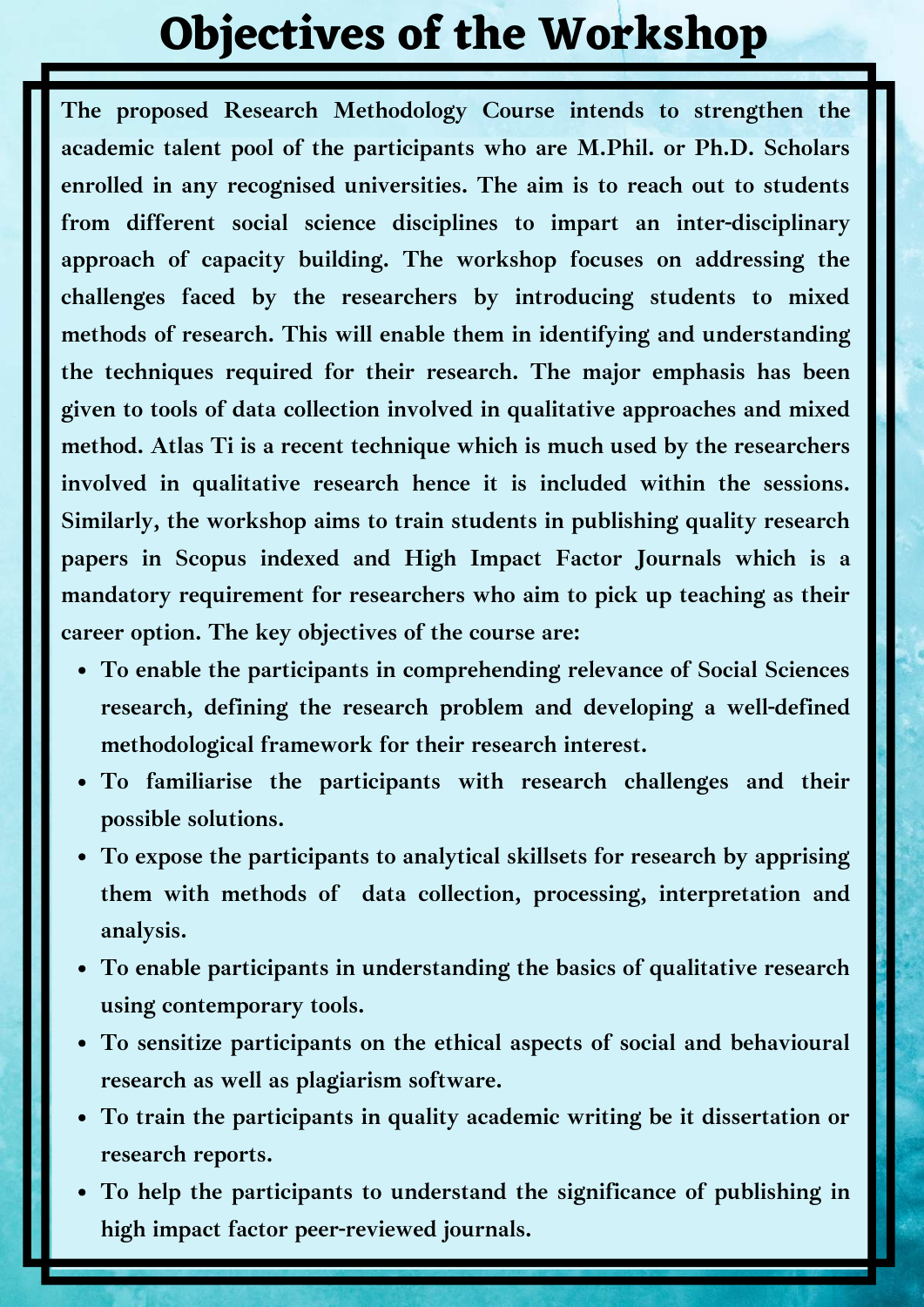# Objectives of the Workshop

**The proposed Research Methodology Course intends to strengthen the academic talent pool of the participants who are M.Phil. or Ph.D. Scholars enrolled in any recognised universities. The aim is to reach out to students from different social science disciplines to impart an inter-disciplinary approach of capacity building. The workshop focuses on addressing the challenges faced by the researchers by introducing students to mixed methods of research. This will enable them in identifying and understanding the techniques required for their research. The major emphasis has been given to tools of data collection involved in qualitative approaches and mixed method. Atlas Ti is a recent technique which is much used by the researchers involved in qualitative research hence it is included within the sessions. Similarly, the workshop aims to train students in publishing quality research papers in Scopus indexed and High Impact Factor Journals which is a mandatory requirement for researchers who aim to pick up teaching as their career option. The key objectives of the course are:**

- **To enable the participants in comprehending relevance of Social Sciences research, defining the research problem and developing a well-defined methodological framework for their research interest.**
- **To familiarise the participants with research challenges and their possible solutions.**
- **To expose the participants to analytical skillsets for research by apprising them with methods of data collection, processing, interpretation and analysis.**
- **To enable participants in understanding the basics of qualitative research using contemporary tools.**
- **To sensitize participants on the ethical aspects of social and behavioural research as well as plagiarism software.**
- **To train the participants in quality academic writing be it dissertation or research reports.**
- **To help the participants to understand the significance of publishing in high impact factor peer-reviewed journals.**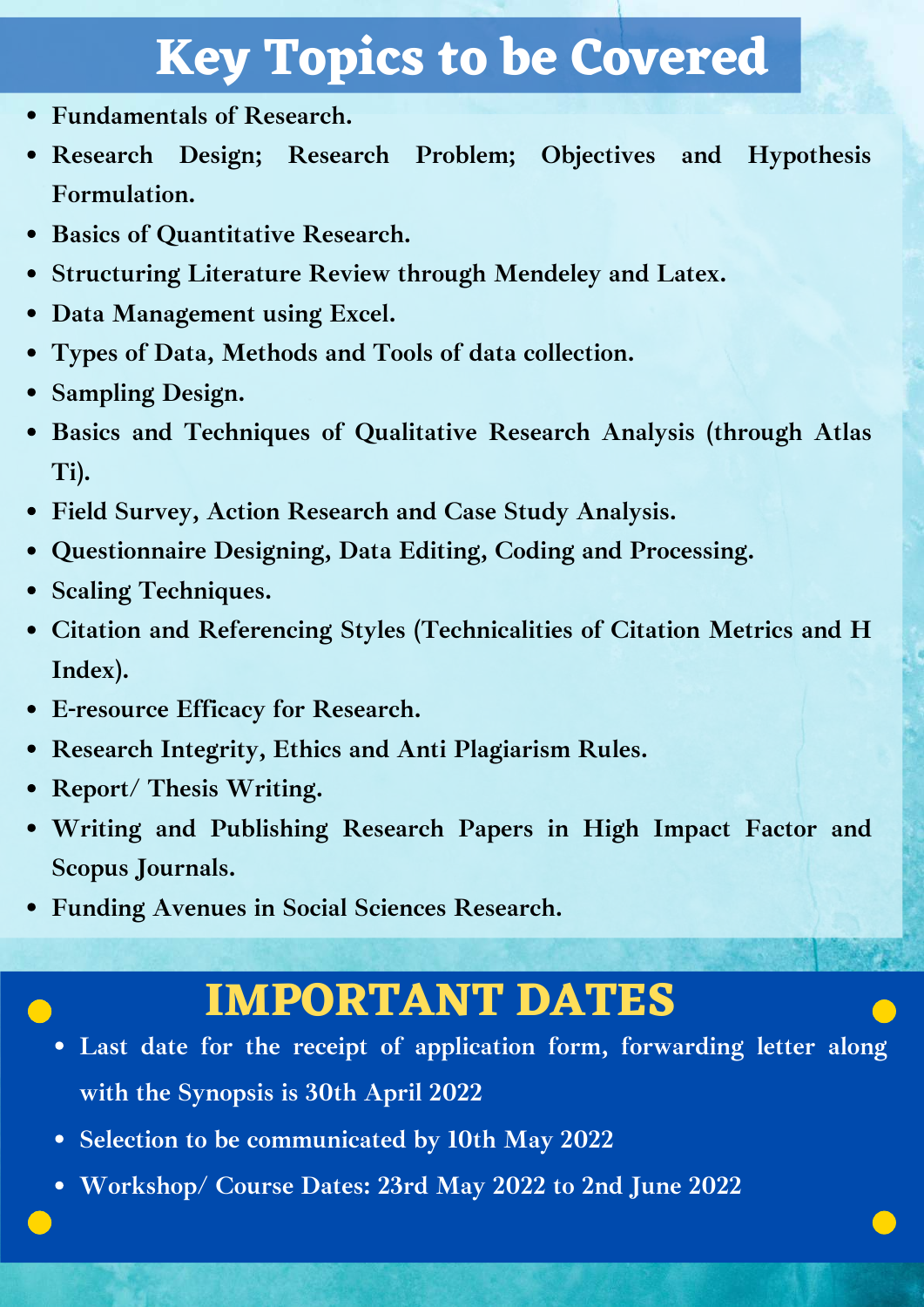# Key Topics to be Covered

- Fundamentals of Research.
- Research Design; Research Problem; Objectives and Hypothesis Formulation.
- Basics of Quantitative Research.
- Structuring Literature Review through Mendeley and Latex.
- Data Management using Excel.
- Types of Data, Methods and Tools of data collection.
- Sampling Design.
- Basics and Techniques of Qualitative Research Analysis (through Atlas Ti).
- Field Survey, Action Research and Case Study Analysis.
- Questionnaire Designing, Data Editing, Coding and Processing.
- Scaling Techniques.
- Citation and Referencing Styles (Technicalities of Citation Metrics and H Index).
- E-resource Efficacy for Research.
- Research Integrity, Ethics and Anti Plagiarism Rules.
- Report/ Thesis Writing.
- Writing and Publishing Research Papers in High Impact Factor and Scopus Journals.
- Funding Avenues in Social Sciences Research.

# IMPORTANT DATES

- Last date for the receipt of application form, forwarding letter along with the Synopsis is 30th April 2022
- Selection to be communicated by 10th May 2022
- Workshop/ Course Dates: 23rd May 2022 to 2nd June 2022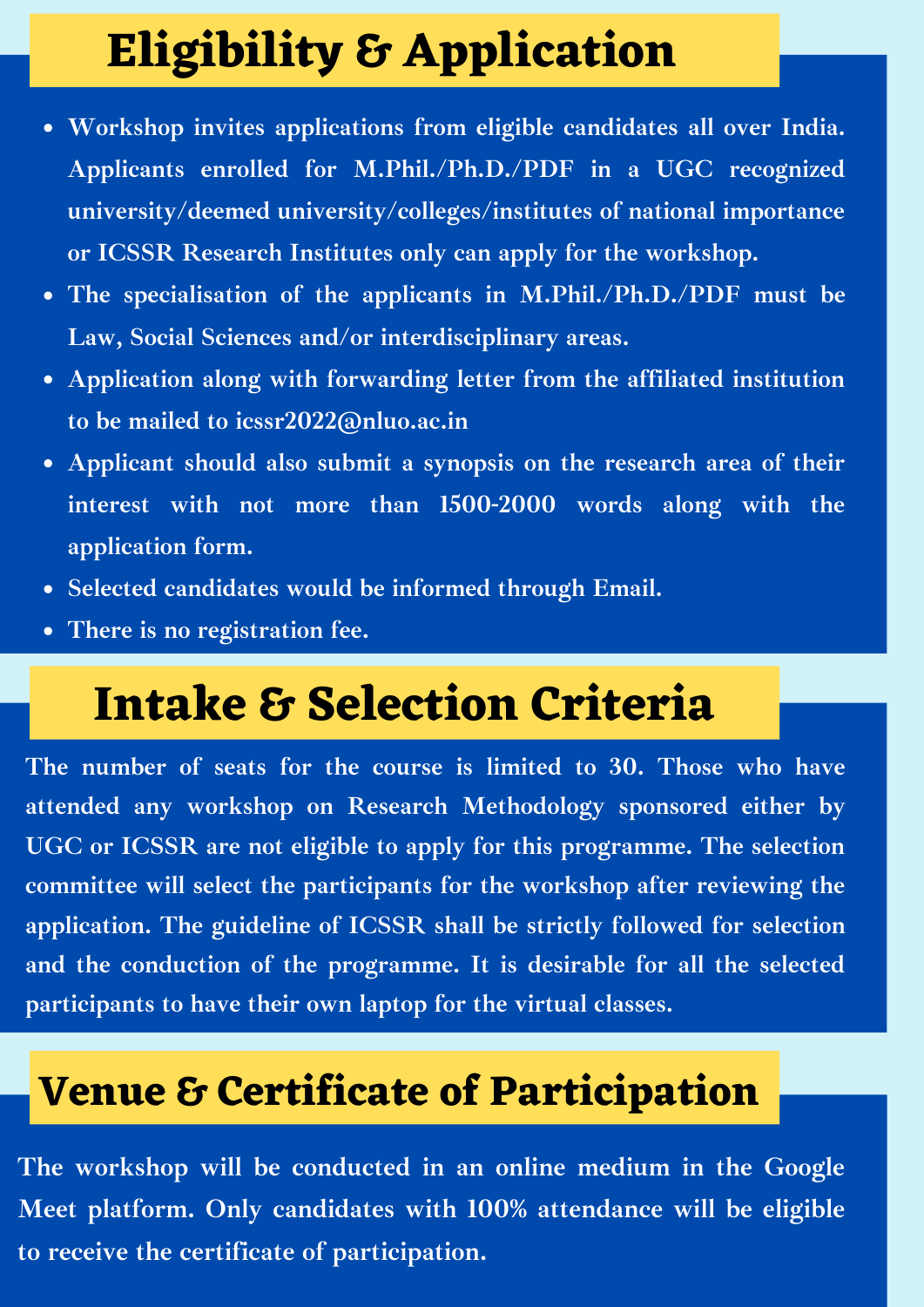# Eligibility & Application

- Workshop invites applications from eligible candidates all over India. Applicants enrolled for M.Phil./Ph.D./PDF in a UGC recognized university/deemed university/colleges/institutes of national importance or ICSSR Research Institutes only can apply for the workshop.
- The specialisation of the applicants in M.Phil./Ph.D./PDF must be Law, Social Sciences and/or interdisciplinary areas.
- Application along with forwarding letter from the affiliated institution to be mailed to icssr2022@nluo.ac.in
- Applicant should also submit a synopsis on the research area of their interest with not more than 1500-2000 words along with the application form.
- Selected candidates would be informed through Email.
- There is no registration fee.

# Intake & Selection Criteria

The number of seats for the course is limited to 30. Those who have attended any workshop on Research Methodology sponsored either by UGC or ICSSR are not eligible to apply for this programme. The selection committee will select the participants for the workshop after reviewing the application. The guideline of ICSSR shall be strictly followed for selection and the conduction of the programme. It is desirable for all the selected participants to have their own laptop for the virtual classes.

# Venue & Certificate of Participation

The workshop will be conducted in an online medium in the Google Meet platform. Only candidates with 100% attendance will be eligible to receive the certificate of participation.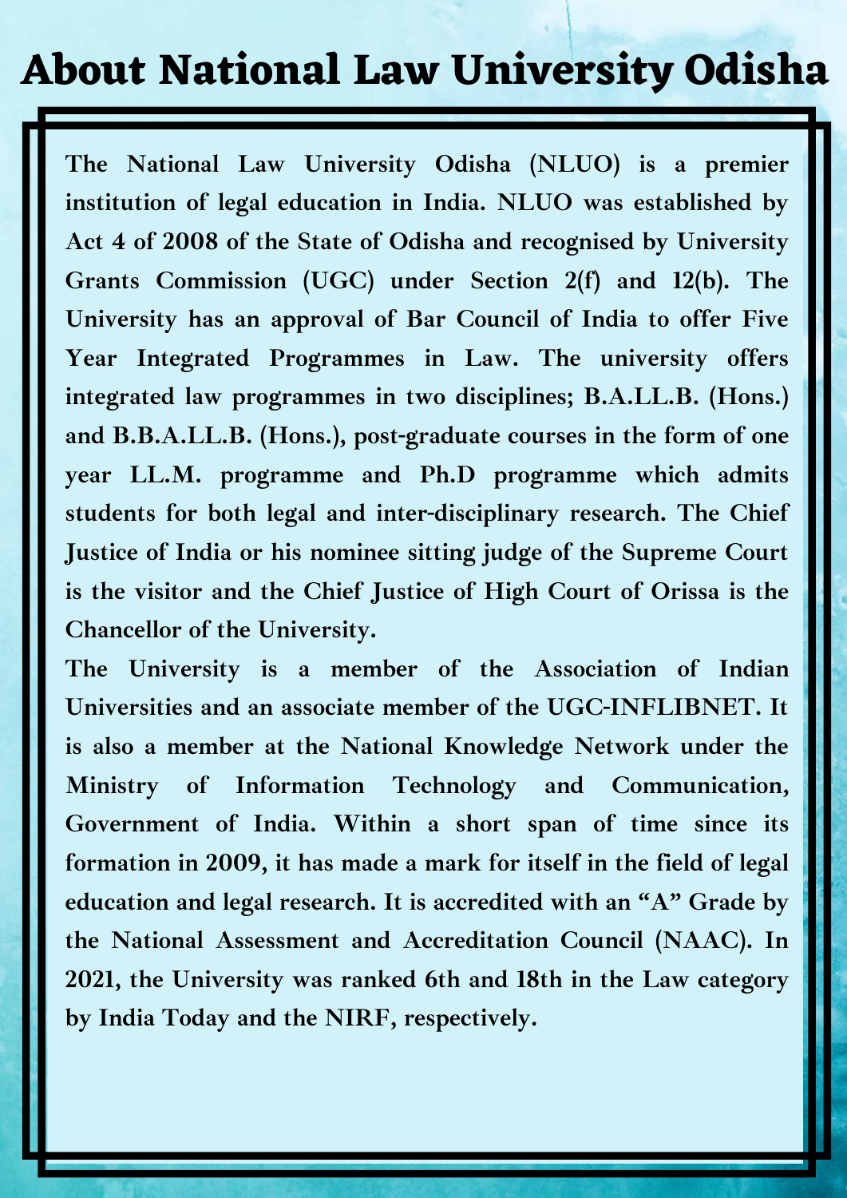# About National Law University Odisha

The National Law University Odisha (NLUO) is a premier institution of legal education in India. NLUO was established by Act 4 of 2008 of the State of Odisha and recognised by University Grants Commission (UGC) under Section 2(f) and 12(b). The University has an approval of Bar Council of India to offer Five Year Integrated Programmes in Law. The university offers integrated law programmes in two disciplines; B.A.LL.B. (Hons.) and B.B.A.LL.B. (Hons.), post-graduate courses in the form of one year LL.M. programme and Ph.D programme which admits students for both legal and inter-disciplinary research. The Chief Justice of India or his nominee sitting judge of the Supreme Court is the visitor and the Chief Justice of High Court of Orissa is the Chancellor of the University.

The University is a member of the Association of Indian Universities and an associate member of the UGC-INFLIBNET. It is also a member at the National Knowledge Network under the Ministry of Information Technology and Communication, Government of India. Within a short span of time since its formation in 2009, it has made a mark for itself in the field of legal education and legal research. It is accredited with an "A" Grade by the National Assessment and Accreditation Council (NAAC). In 2021, the University was ranked 6th and 18th in the Law category by India Today and the NIRF, respectively.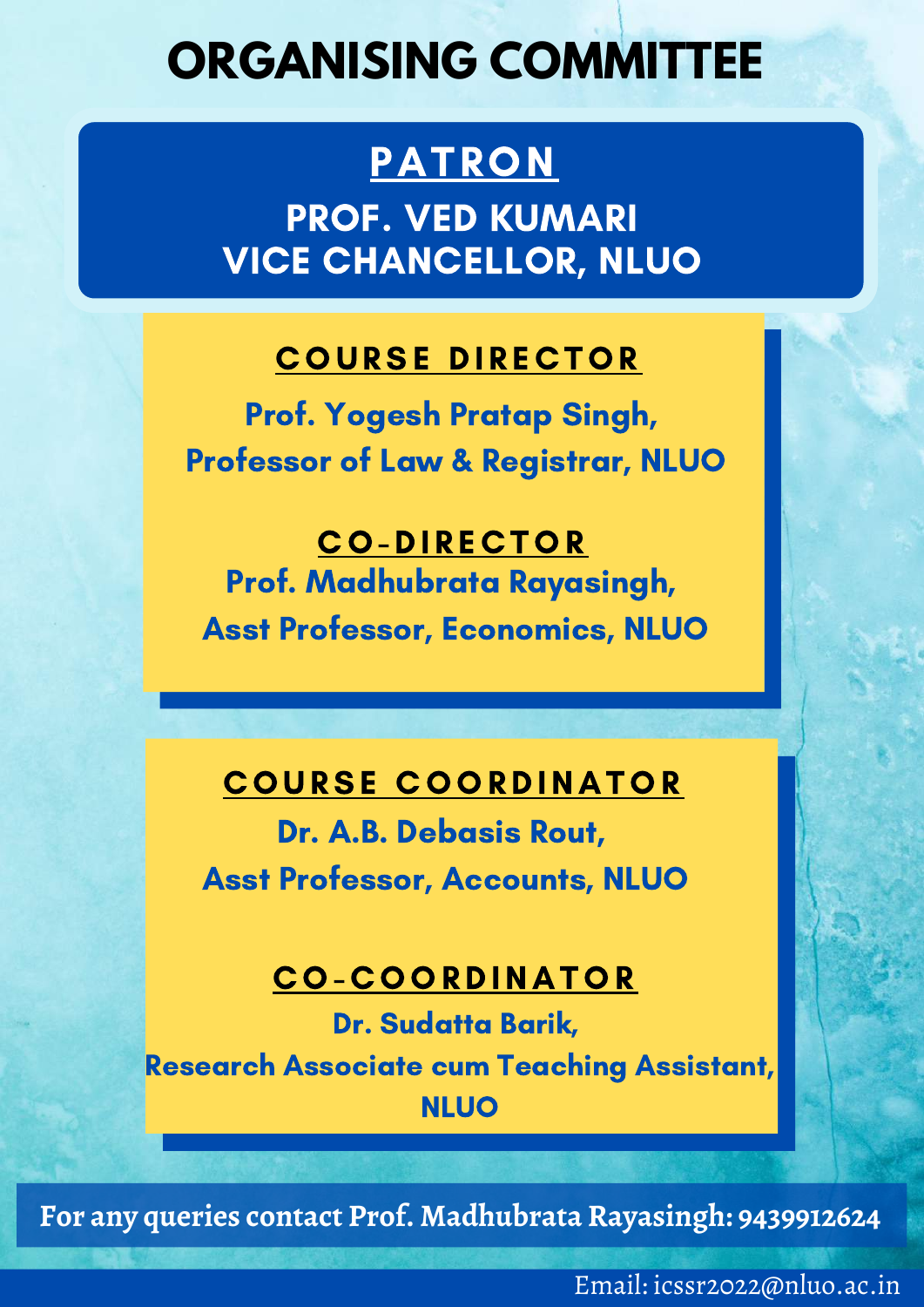# ORGANISING COMMITTEE

## PATRON

**PROF. VED KUMARI**
**VICE CHANCELLOR, NLUO**

## COURSE DIRECTOR

**Prof. Yogesh Pratap Singh,**
**Professor of Law & Registrar, NLUO**

## CO-DIRECTOR

**Prof. Madhubrata Rayasingh,**
**Asst Professor, Economics, NLUO**

## COURSE COORDINATOR

**Dr. A.B. Debasis Rout,**
**Asst Professor, Accounts, NLUO**

## CO-COORDINATOR

**Dr. Sudatta Barik,**
**Research Associate cum Teaching Assistant, NLUO**

**For any queries contact Prof. Madhubrata Rayasingh: 9439912624**

Email: icssr2022@nluo.ac.in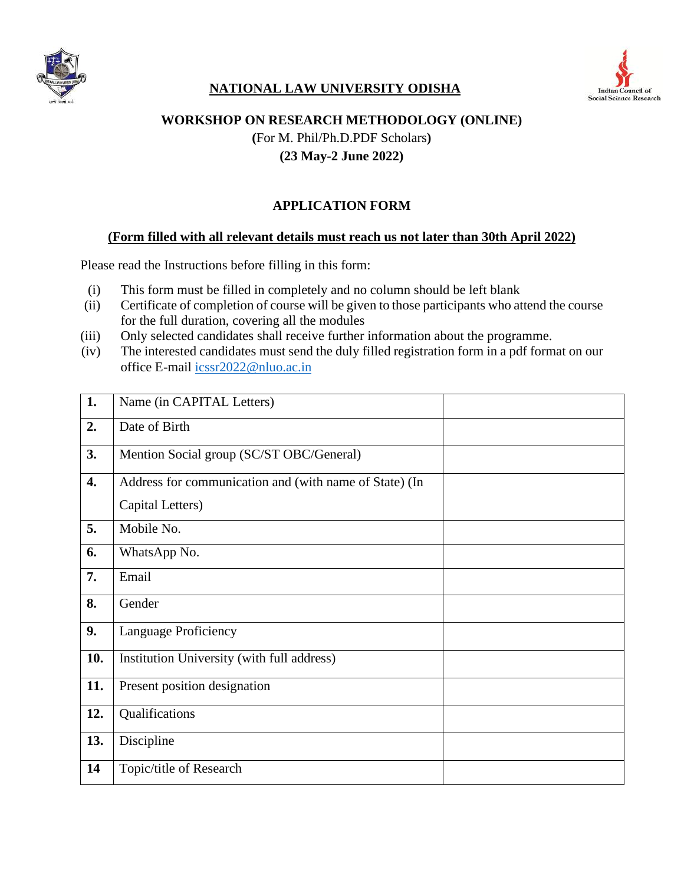# NATIONAL LAW UNIVERSITY ODISHA

Indian Council of Social Science Research

## WORKSHOP ON RESEARCH METHODOLOGY (ONLINE)

**(**For M. Phil/Ph.D.PDF Scholars**)**

**(23 May-2 June 2022)**

## APPLICATION FORM

**(Form filled with all relevant details must reach us not later than 30th April 2022)**

Please read the Instructions before filling in this form:

(i) This form must be filled in completely and no column should be left blank

(ii) Certificate of completion of course will be given to those participants who attend the course for the full duration, covering all the modules

(iii) Only selected candidates shall receive further information about the programme.

(iv) The interested candidates must send the duly filled registration form in a pdf format on our office E-mail icssr2022@nluo.ac.in

| | | |
|---|---|---|
| **1.** | Name (in CAPITAL Letters) | |
| **2.** | Date of Birth | |
| **3.** | Mention Social group (SC/ST OBC/General) | |
| **4.** | Address for communication and (with name of State) (In Capital Letters) | |
| **5.** | Mobile No. | |
| **6.** | WhatsApp No. | |
| **7.** | Email | |
| **8.** | Gender | |
| **9.** | Language Proficiency | |
| **10.** | Institution University (with full address) | |
| **11.** | Present position designation | |
| **12.** | Qualifications | |
| **13.** | Discipline | |
| **14** | Topic/title of Research | |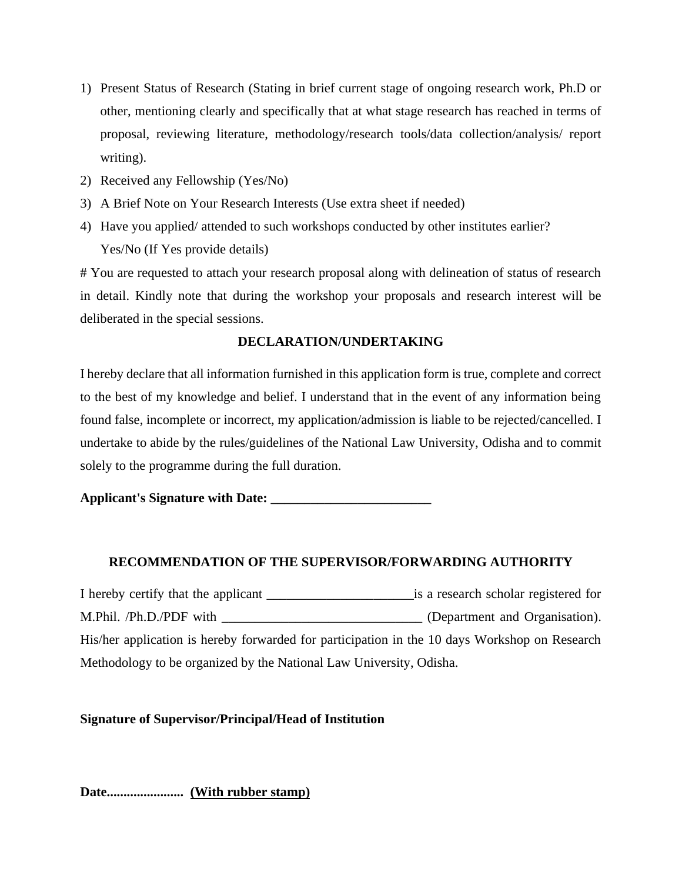1) Present Status of Research (Stating in brief current stage of ongoing research work, Ph.D or other, mentioning clearly and specifically that at what stage research has reached in terms of proposal, reviewing literature, methodology/research tools/data collection/analysis/ report writing).
2) Received any Fellowship (Yes/No)
3) A Brief Note on Your Research Interests (Use extra sheet if needed)
4) Have you applied/ attended to such workshops conducted by other institutes earlier? Yes/No (If Yes provide details)

# You are requested to attach your research proposal along with delineation of status of research in detail. Kindly note that during the workshop your proposals and research interest will be deliberated in the special sessions.

**DECLARATION/UNDERTAKING**

I hereby declare that all information furnished in this application form is true, complete and correct to the best of my knowledge and belief. I understand that in the event of any information being found false, incomplete or incorrect, my application/admission is liable to be rejected/cancelled. I undertake to abide by the rules/guidelines of the National Law University, Odisha and to commit solely to the programme during the full duration.

**Applicant's Signature with Date: ________________________**

**RECOMMENDATION OF THE SUPERVISOR/FORWARDING AUTHORITY**

I hereby certify that the applicant ______________________is a research scholar registered for M.Phil. /Ph.D./PDF with ______________________________ (Department and Organisation). His/her application is hereby forwarded for participation in the 10 days Workshop on Research Methodology to be organized by the National Law University, Odisha.

**Signature of Supervisor/Principal/Head of Institution**

**Date......................  <u>(With rubber stamp)</u>**